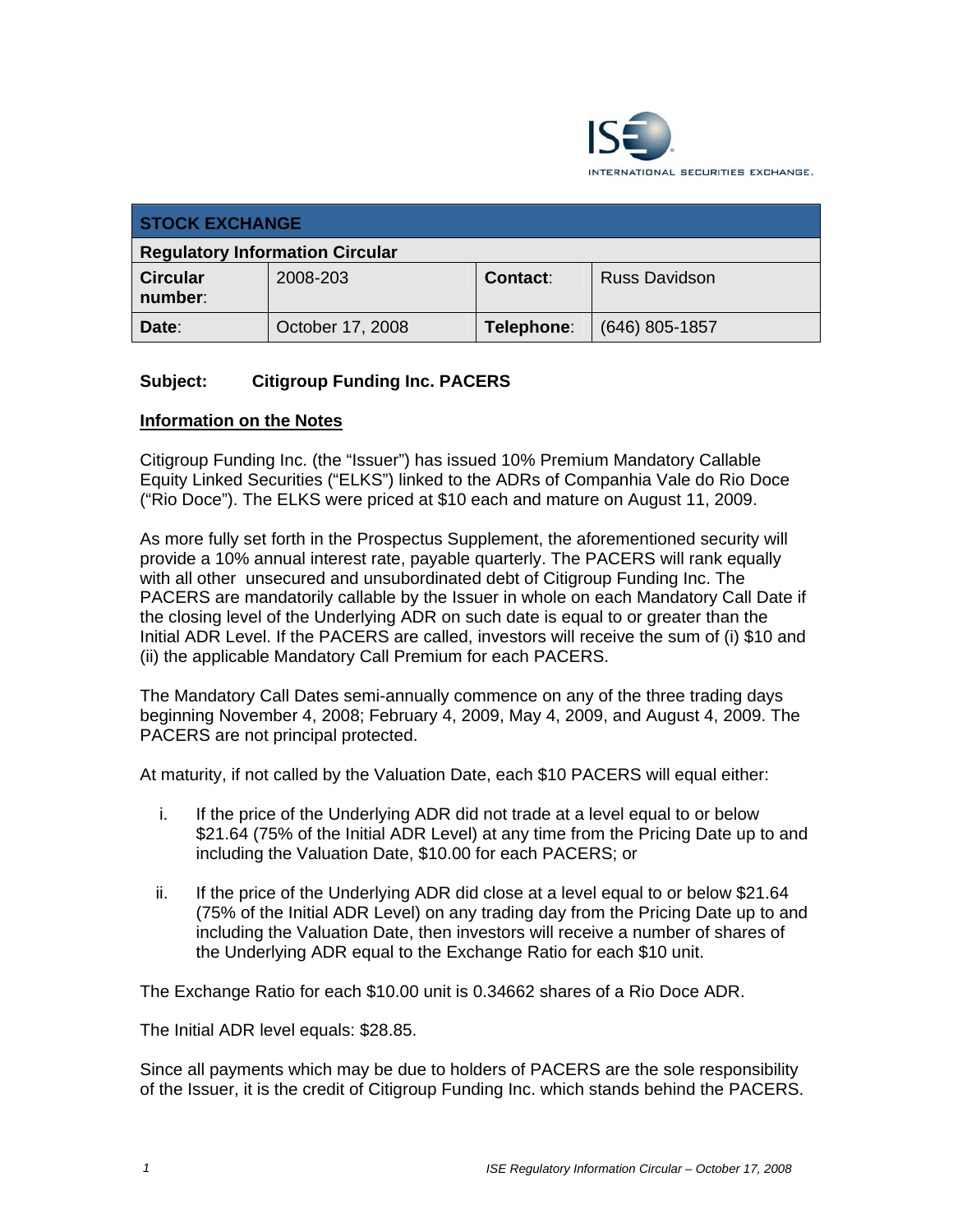| STOCK EXCHANGE | | | |
|---|---|---|---|
| **Regulatory Information Circular** | | | |
| **Circular number**: | 2008-203 | **Contact**: | Russ Davidson |
| **Date**: | October 17, 2008 | **Telephone**: | (646) 805-1857 |

**Subject: Citigroup Funding Inc. PACERS**

## Information on the Notes

Citigroup Funding Inc. (the "Issuer") has issued 10% Premium Mandatory Callable Equity Linked Securities ("ELKS") linked to the ADRs of Companhia Vale do Rio Doce ("Rio Doce"). The ELKS were priced at $10 each and mature on August 11, 2009.

As more fully set forth in the Prospectus Supplement, the aforementioned security will provide a 10% annual interest rate, payable quarterly. The PACERS will rank equally with all other unsecured and unsubordinated debt of Citigroup Funding Inc. The PACERS are mandatorily callable by the Issuer in whole on each Mandatory Call Date if the closing level of the Underlying ADR on such date is equal to or greater than the Initial ADR Level. If the PACERS are called, investors will receive the sum of (i) $10 and (ii) the applicable Mandatory Call Premium for each PACERS.

The Mandatory Call Dates semi-annually commence on any of the three trading days beginning November 4, 2008; February 4, 2009, May 4, 2009, and August 4, 2009. The PACERS are not principal protected.

At maturity, if not called by the Valuation Date, each $10 PACERS will equal either:

i. If the price of the Underlying ADR did not trade at a level equal to or below $21.64 (75% of the Initial ADR Level) at any time from the Pricing Date up to and including the Valuation Date, $10.00 for each PACERS; or

ii. If the price of the Underlying ADR did close at a level equal to or below $21.64 (75% of the Initial ADR Level) on any trading day from the Pricing Date up to and including the Valuation Date, then investors will receive a number of shares of the Underlying ADR equal to the Exchange Ratio for each $10 unit.

The Exchange Ratio for each $10.00 unit is 0.34662 shares of a Rio Doce ADR.

The Initial ADR level equals: $28.85.

Since all payments which may be due to holders of PACERS are the sole responsibility of the Issuer, it is the credit of Citigroup Funding Inc. which stands behind the PACERS.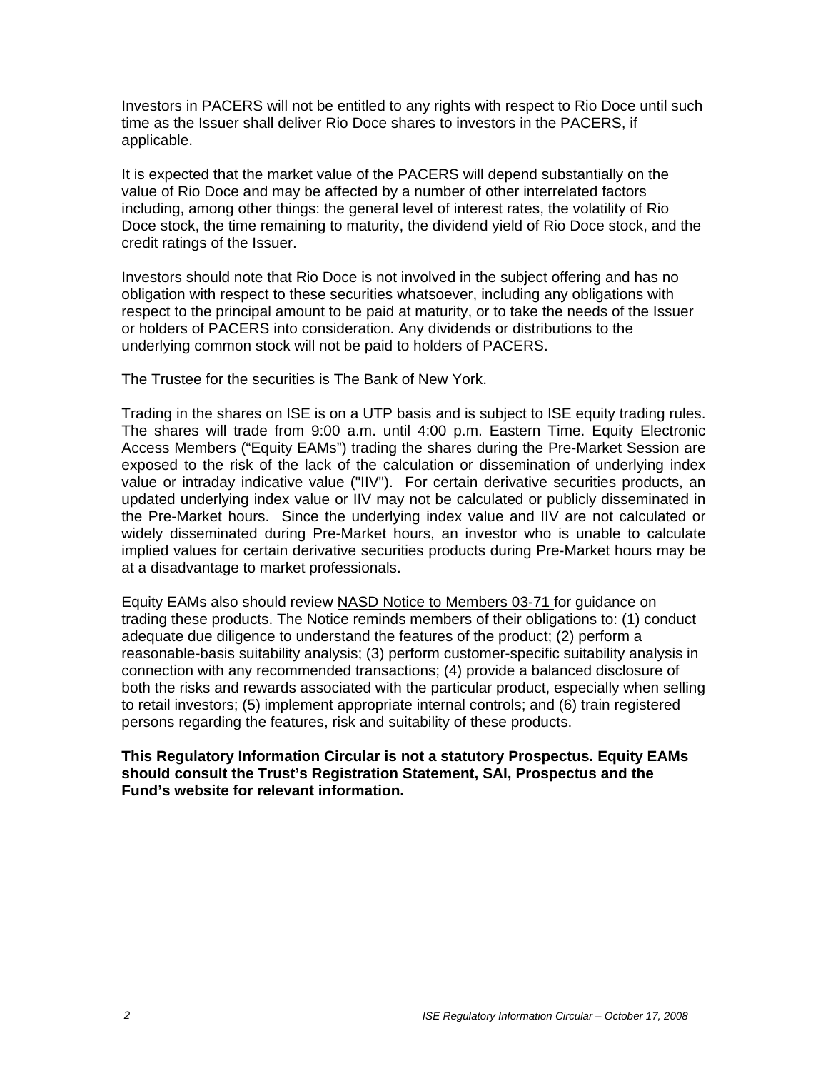Investors in PACERS will not be entitled to any rights with respect to Rio Doce until such time as the Issuer shall deliver Rio Doce shares to investors in the PACERS, if applicable.

It is expected that the market value of the PACERS will depend substantially on the value of Rio Doce and may be affected by a number of other interrelated factors including, among other things: the general level of interest rates, the volatility of Rio Doce stock, the time remaining to maturity, the dividend yield of Rio Doce stock, and the credit ratings of the Issuer.

Investors should note that Rio Doce is not involved in the subject offering and has no obligation with respect to these securities whatsoever, including any obligations with respect to the principal amount to be paid at maturity, or to take the needs of the Issuer or holders of PACERS into consideration. Any dividends or distributions to the underlying common stock will not be paid to holders of PACERS.

The Trustee for the securities is The Bank of New York.

Trading in the shares on ISE is on a UTP basis and is subject to ISE equity trading rules. The shares will trade from 9:00 a.m. until 4:00 p.m. Eastern Time. Equity Electronic Access Members ("Equity EAMs") trading the shares during the Pre-Market Session are exposed to the risk of the lack of the calculation or dissemination of underlying index value or intraday indicative value ("IIV"). For certain derivative securities products, an updated underlying index value or IIV may not be calculated or publicly disseminated in the Pre-Market hours. Since the underlying index value and IIV are not calculated or widely disseminated during Pre-Market hours, an investor who is unable to calculate implied values for certain derivative securities products during Pre-Market hours may be at a disadvantage to market professionals.

Equity EAMs also should review NASD Notice to Members 03-71 for guidance on trading these products. The Notice reminds members of their obligations to: (1) conduct adequate due diligence to understand the features of the product; (2) perform a reasonable-basis suitability analysis; (3) perform customer-specific suitability analysis in connection with any recommended transactions; (4) provide a balanced disclosure of both the risks and rewards associated with the particular product, especially when selling to retail investors; (5) implement appropriate internal controls; and (6) train registered persons regarding the features, risk and suitability of these products.

**This Regulatory Information Circular is not a statutory Prospectus. Equity EAMs should consult the Trust's Registration Statement, SAI, Prospectus and the Fund's website for relevant information.**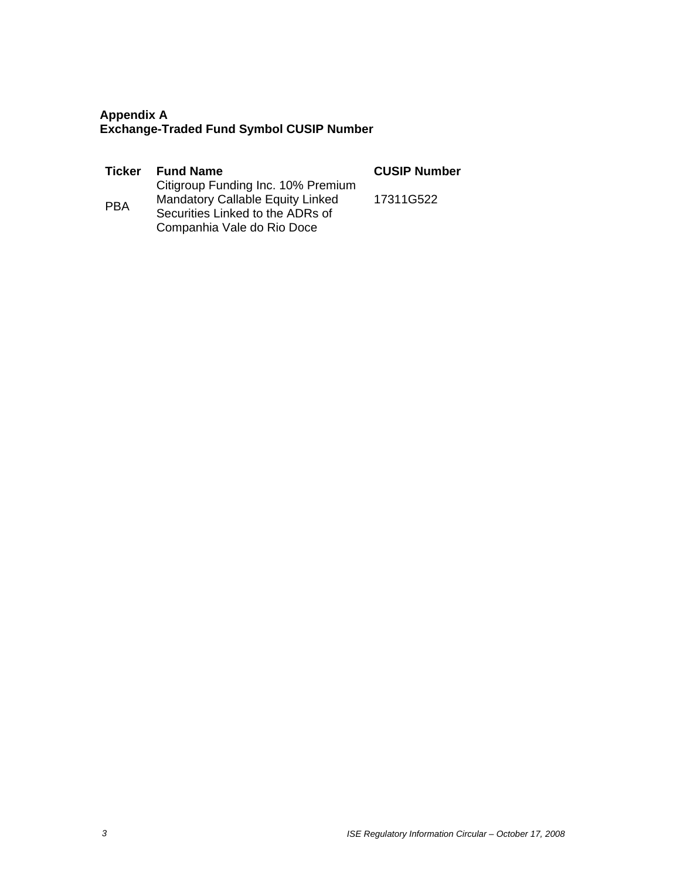**Appendix A**
**Exchange-Traded Fund Symbol CUSIP Number**

| Ticker | Fund Name | CUSIP Number |
|---|---|---|
| PBA | Citigroup Funding Inc. 10% Premium Mandatory Callable Equity Linked Securities Linked to the ADRs of Companhia Vale do Rio Doce | 17311G522 |